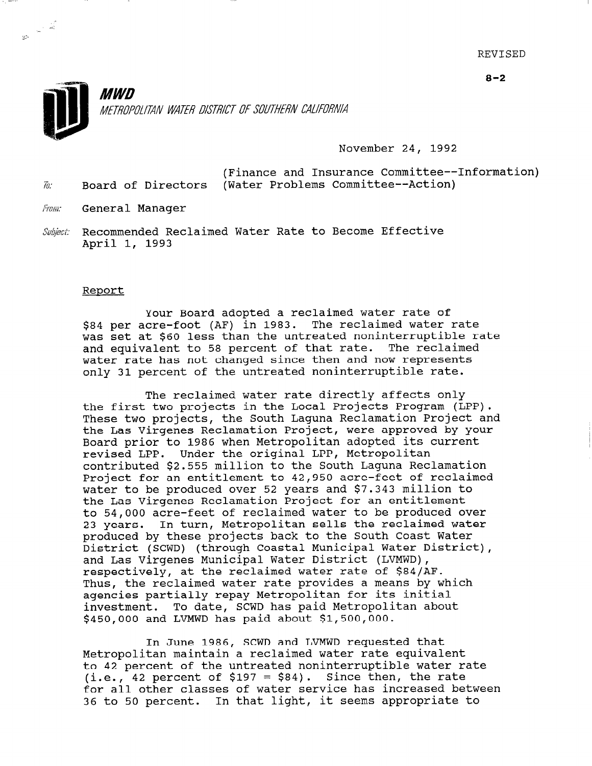REVISED

8-2

**MWD**

*METROPOLITAN WATER DISTRICT OF SOUTHERN CALIFORNIA*

November 24, 1992

(Finance and Insurance Committee--Information)

To: Board of Directors (Water Problems Committee--Action)

From: General Manager

Subject: Recommended Reclaimed Water Rate to Become Effective April 1, 1993

## Report

Your Board adopted a reclaimed water rate of $84 per acre-foot (AF) in 1983. The reclaimed water rate was set at $60 less than the untreated noninterruptible rate and equivalent to 58 percent of that rate. The reclaimed water rate has not changed since then and now represents only 31 percent of the untreated noninterruptible rate.

The reclaimed water rate directly affects only the first two projects in the Local Projects Program (LPP). These two projects, the South Laguna Reclamation Project and the Las Virgenes Reclamation Project, were approved by your Board prior to 1986 when Metropolitan adopted its current revised LPP. Under the original LPP, Metropolitan contributed $2.555 million to the South Laguna Reclamation Project for an entitlement to 42,950 acre-feet of reclaimed water to be produced over 52 years and $7.343 million to the Las Virgenes Reclamation Project for an entitlement to 54,000 acre-feet of reclaimed water to be produced over 23 years. In turn, Metropolitan sells the reclaimed water produced by these projects back to the South Coast Water District (SCWD) (through Coastal Municipal Water District), and Las Virgenes Municipal Water District (LVMWD), respectively, at the reclaimed water rate of $84/AF. Thus, the reclaimed water rate provides a means by which agencies partially repay Metropolitan for its initial investment. To date, SCWD has paid Metropolitan about $450,000 and LVMWD has paid about $1,500,000.

In June 1986, SCWD and LVMWD requested that Metropolitan maintain a reclaimed water rate equivalent to 42 percent of the untreated noninterruptible water rate (i.e., 42 percent of $197 = $84). Since then, the rate for all other classes of water service has increased between 36 to 50 percent. In that light, it seems appropriate to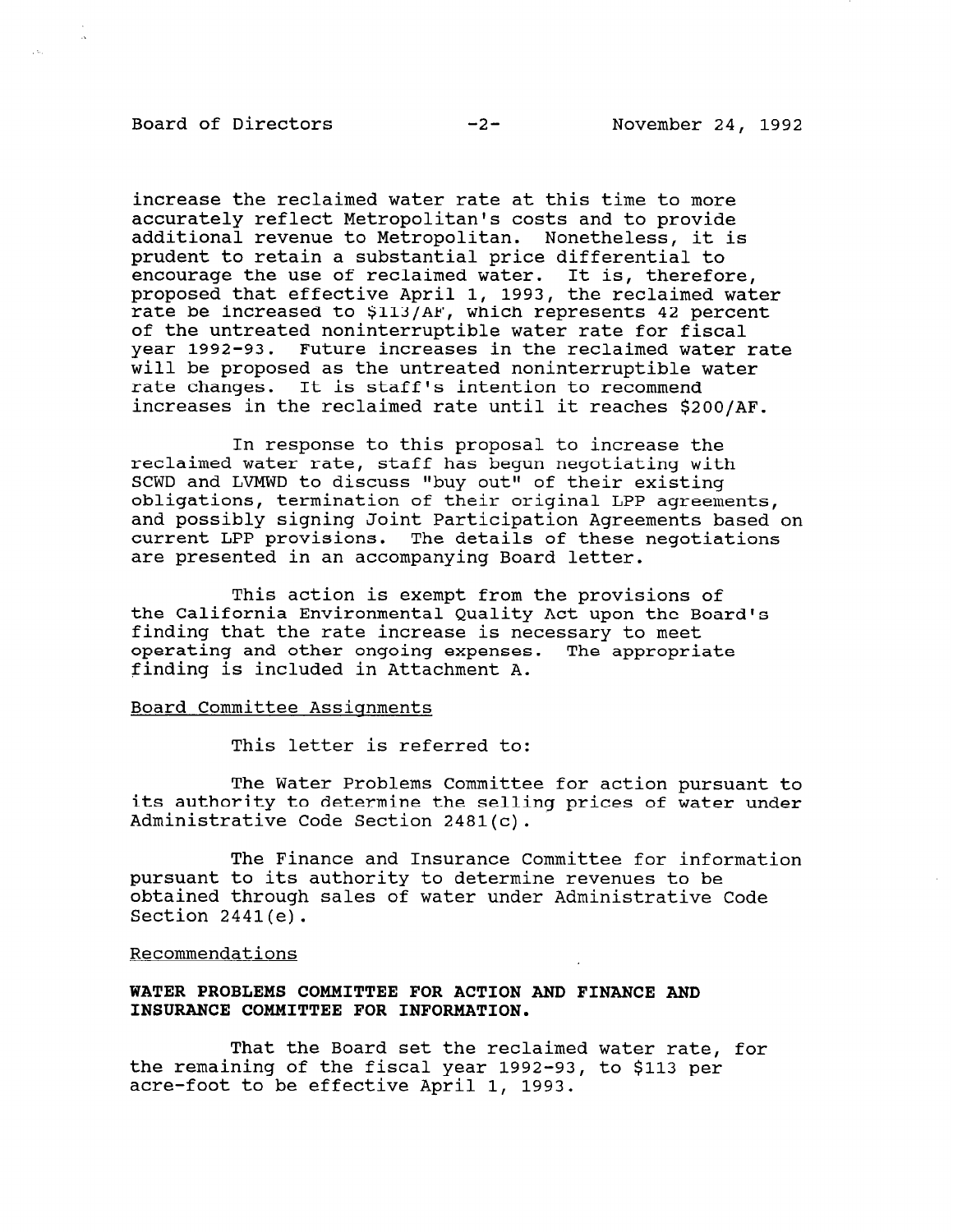increase the reclaimed water rate at this time to more accurately reflect Metropolitan's costs and to provide additional revenue to Metropolitan. Nonetheless, it is prudent to retain a substantial price differential to encourage the use of reclaimed water. It is, therefore, proposed that effective April 1, 1993, the reclaimed water rate be increased to $113/AF, which represents 42 percent of the untreated noninterruptible water rate for fiscal year 1992-93. Future increases in the reclaimed water rate will be proposed as the untreated noninterruptible water rate changes. It is staff's intention to recommend increases in the reclaimed rate until it reaches $200/AF.

In response to this proposal to increase the reclaimed water rate, staff has begun negotiating with SCWD and LVMWD to discuss "buy out" of their existing obligations, termination of their original LPP agreements, and possibly signing Joint Participation Agreements based on current LPP provisions. The details of these negotiations are presented in an accompanying Board letter.

This action is exempt from the provisions of the California Environmental Quality Act upon the Board's finding that the rate increase is necessary to meet operating and other ongoing expenses. The appropriate finding is included in Attachment A.

Board Committee Assignments

This letter is referred to:

The Water Problems Committee for action pursuant to its authority to determine the selling prices of water under Administrative Code Section 2481(c).

The Finance and Insurance Committee for information pursuant to its authority to determine revenues to be obtained through sales of water under Administrative Code Section 2441(e).

Recommendations

**WATER PROBLEMS COMMITTEE FOR ACTION AND FINANCE AND INSURANCE COMMITTEE FOR INFORMATION.**

That the Board set the reclaimed water rate, for the remaining of the fiscal year 1992-93, to $113 per acre-foot to be effective April 1, 1993.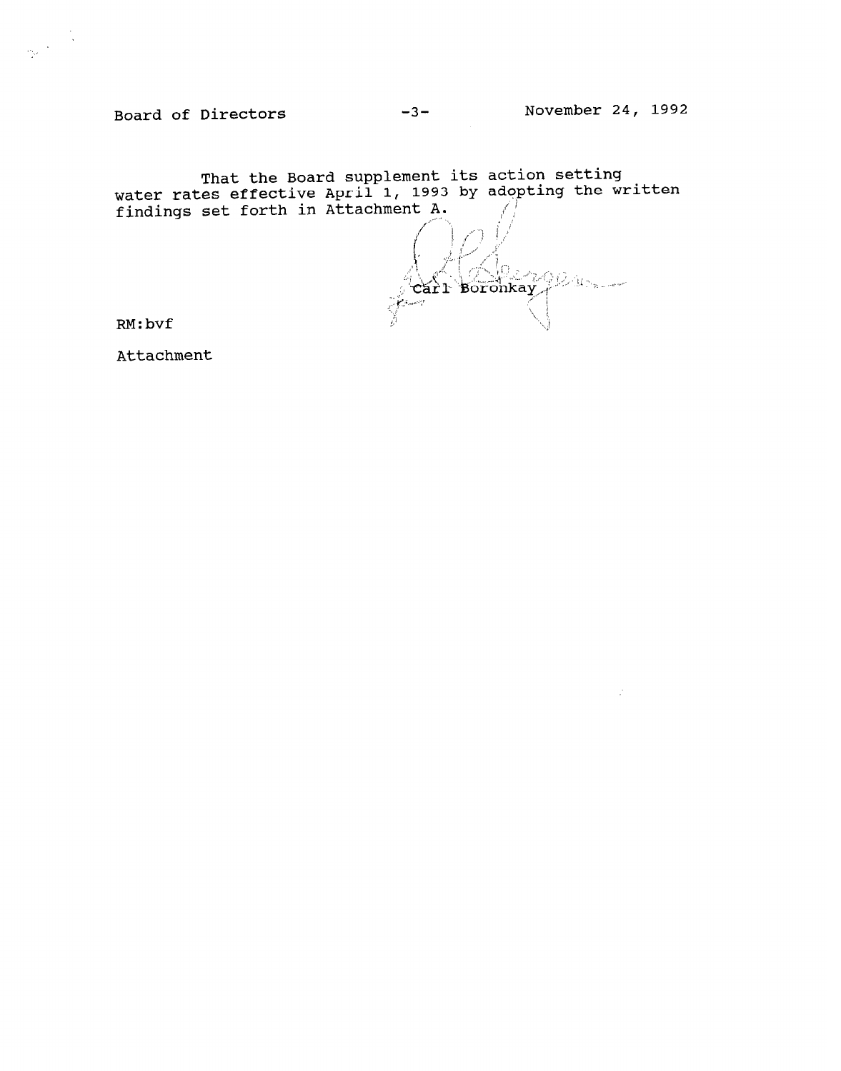That the Board supplement its action setting water rates effective April 1, 1993 by adopting the written findings set forth in Attachment A.

Carl Boronkay

RM:bvf

Attachment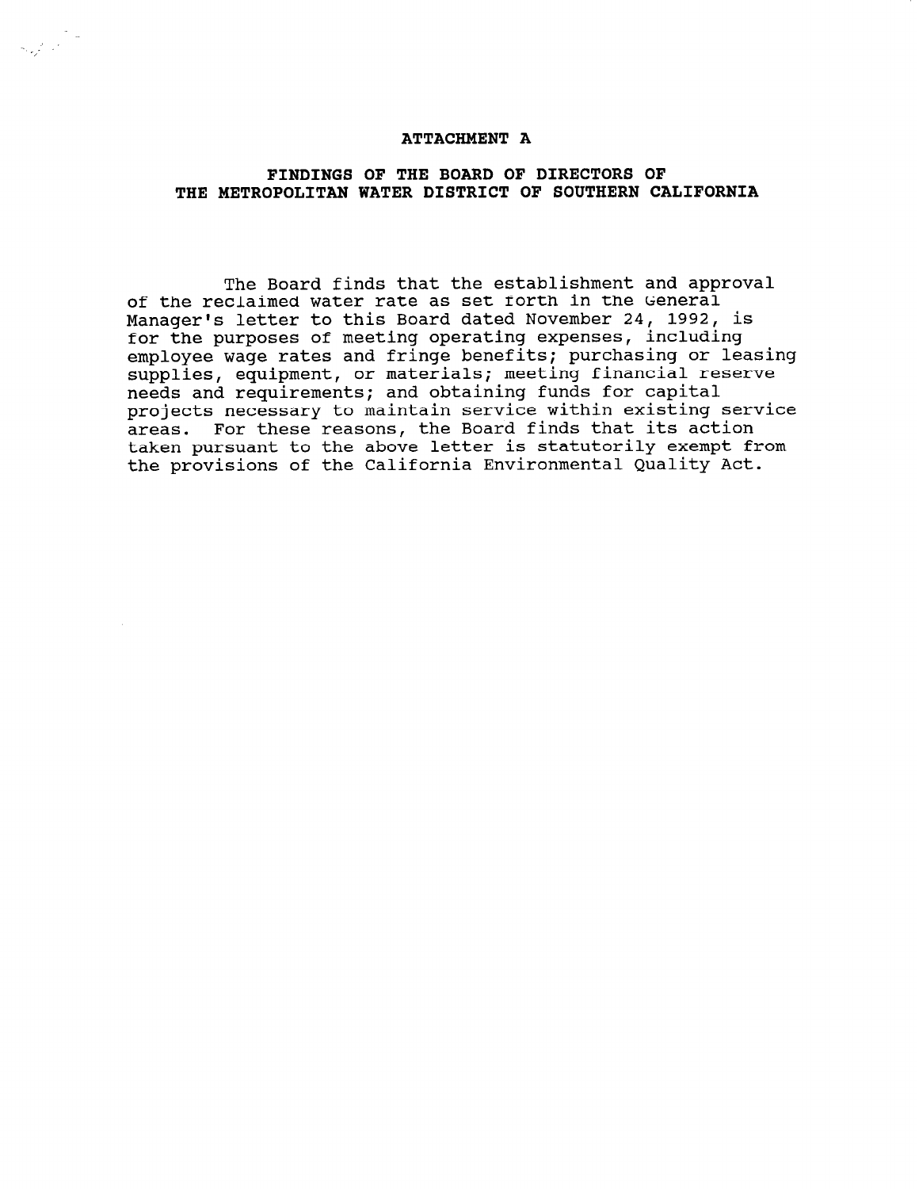**ATTACHMENT A**

**FINDINGS OF THE BOARD OF DIRECTORS OF THE METROPOLITAN WATER DISTRICT OF SOUTHERN CALIFORNIA**

The Board finds that the establishment and approval of the reclaimed water rate as set forth in the General Manager's letter to this Board dated November 24, 1992, is for the purposes of meeting operating expenses, including employee wage rates and fringe benefits; purchasing or leasing supplies, equipment, or materials; meeting financial reserve needs and requirements; and obtaining funds for capital projects necessary to maintain service within existing service areas. For these reasons, the Board finds that its action taken pursuant to the above letter is statutorily exempt from the provisions of the California Environmental Quality Act.